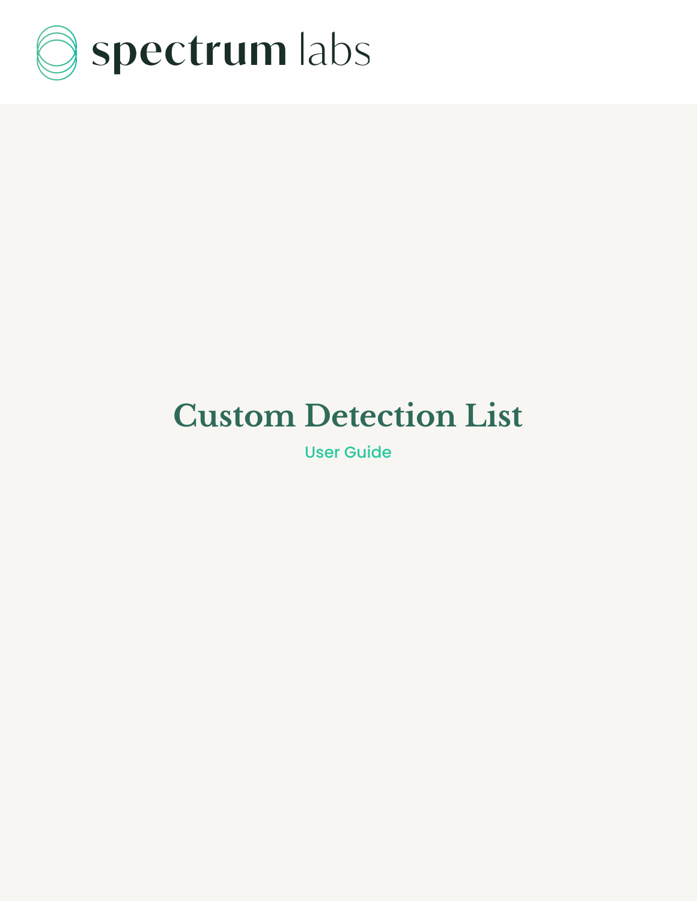spectrum labs

# Custom Detection List

User Guide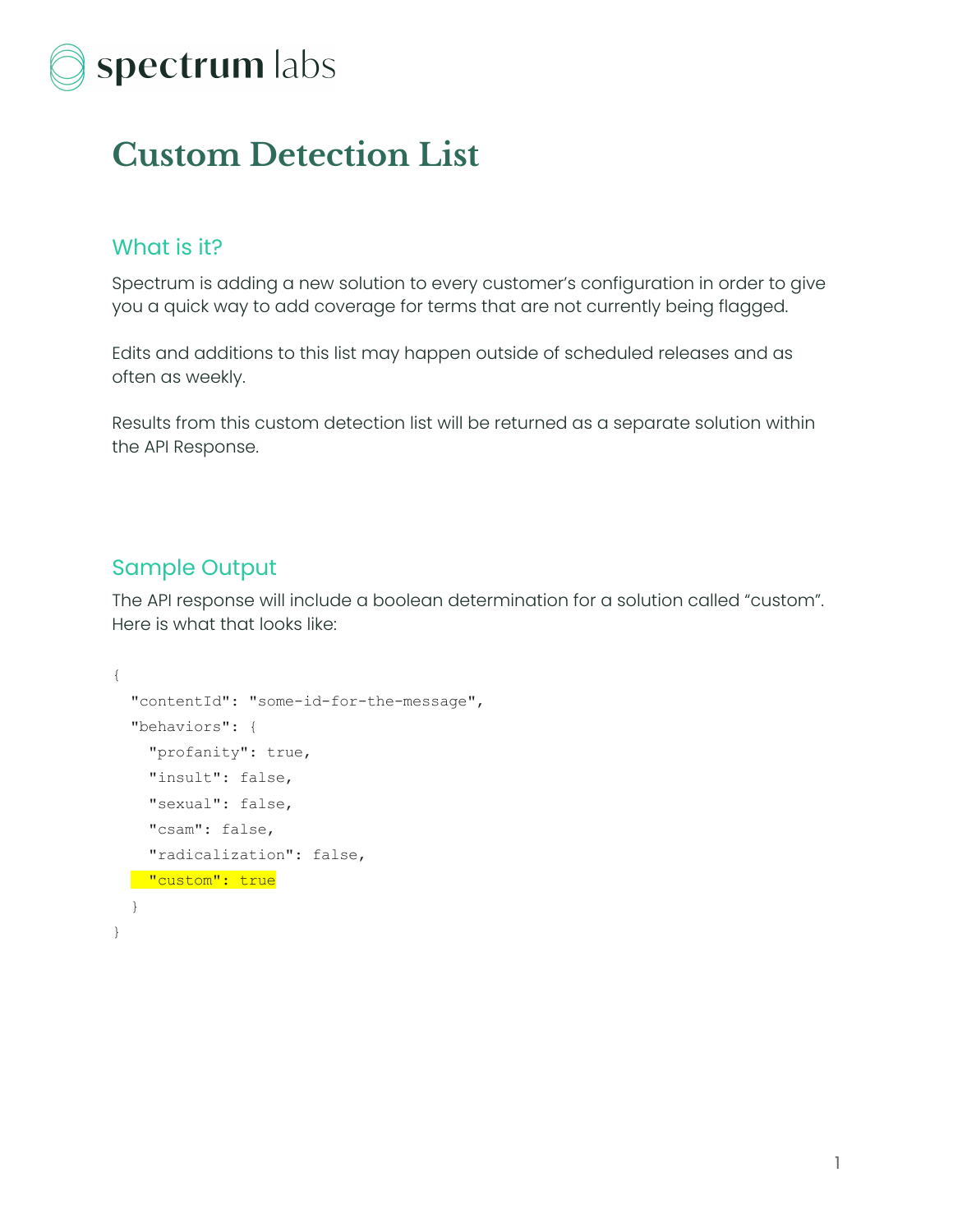spectrum labs

# Custom Detection List

## What is it?

Spectrum is adding a new solution to every customer's configuration in order to give you a quick way to add coverage for terms that are not currently being flagged.

Edits and additions to this list may happen outside of scheduled releases and as often as weekly.

Results from this custom detection list will be returned as a separate solution within the API Response.

## Sample Output

The API response will include a boolean determination for a solution called "custom". Here is what that looks like:

```
{
  "contentId": "some-id-for-the-message",
  "behaviors": {
    "profanity": true,
    "insult": false,
    "sexual": false,
    "csam": false,
    "radicalization": false,
    "custom": true
  }
}
```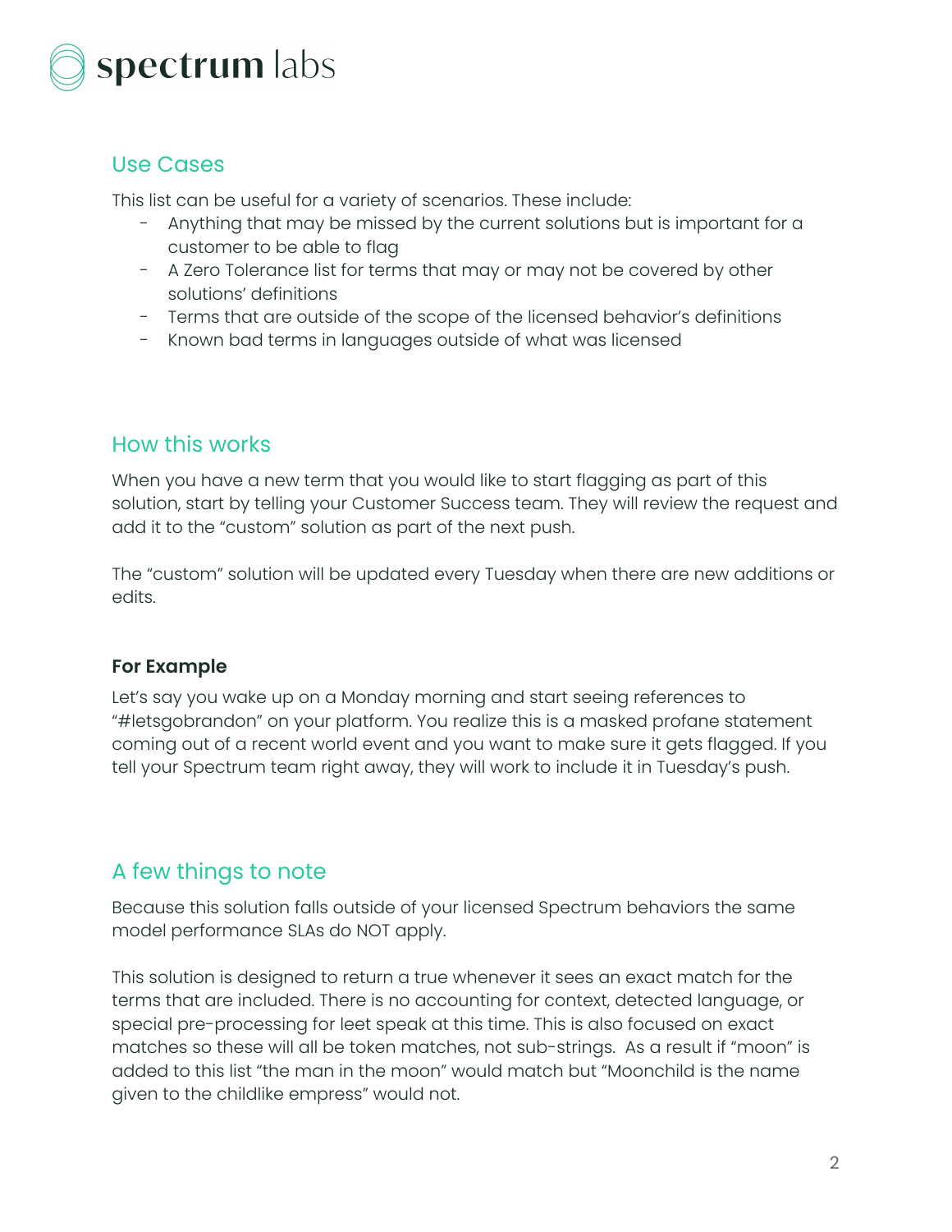## Use Cases

This list can be useful for a variety of scenarios. These include:

- Anything that may be missed by the current solutions but is important for a customer to be able to flag
- A Zero Tolerance list for terms that may or may not be covered by other solutions' definitions
- Terms that are outside of the scope of the licensed behavior's definitions
- Known bad terms in languages outside of what was licensed

## How this works

When you have a new term that you would like to start flagging as part of this solution, start by telling your Customer Success team. They will review the request and add it to the "custom" solution as part of the next push.

The "custom" solution will be updated every Tuesday when there are new additions or edits.

**For Example**

Let's say you wake up on a Monday morning and start seeing references to "#letsgobrandon" on your platform. You realize this is a masked profane statement coming out of a recent world event and you want to make sure it gets flagged. If you tell your Spectrum team right away, they will work to include it in Tuesday's push.

## A few things to note

Because this solution falls outside of your licensed Spectrum behaviors the same model performance SLAs do NOT apply.

This solution is designed to return a true whenever it sees an exact match for the terms that are included. There is no accounting for context, detected language, or special pre-processing for leet speak at this time. This is also focused on exact matches so these will all be token matches, not sub-strings. As a result if "moon" is added to this list "the man in the moon" would match but "Moonchild is the name given to the childlike empress" would not.